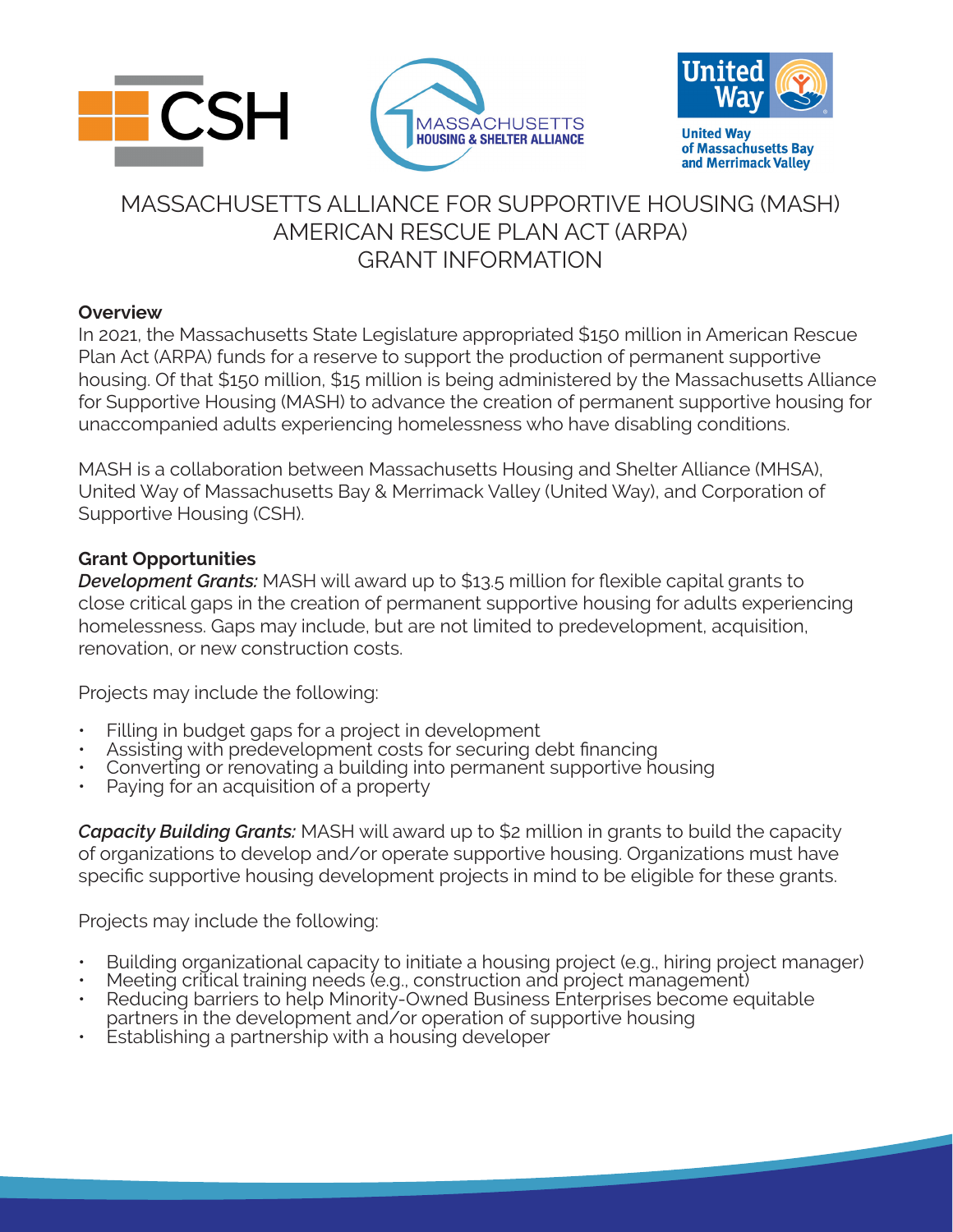# MASSACHUSETTS ALLIANCE FOR SUPPORTIVE HOUSING (MASH) AMERICAN RESCUE PLAN ACT (ARPA) GRANT INFORMATION

**Overview**

In 2021, the Massachusetts State Legislature appropriated $150 million in American Rescue Plan Act (ARPA) funds for a reserve to support the production of permanent supportive housing. Of that $150 million, $15 million is being administered by the Massachusetts Alliance for Supportive Housing (MASH) to advance the creation of permanent supportive housing for unaccompanied adults experiencing homelessness who have disabling conditions.

MASH is a collaboration between Massachusetts Housing and Shelter Alliance (MHSA), United Way of Massachusetts Bay & Merrimack Valley (United Way), and Corporation of Supportive Housing (CSH).

**Grant Opportunities**

***Development Grants:*** MASH will award up to $13.5 million for flexible capital grants to close critical gaps in the creation of permanent supportive housing for adults experiencing homelessness. Gaps may include, but are not limited to predevelopment, acquisition, renovation, or new construction costs.

Projects may include the following:

- Filling in budget gaps for a project in development
- Assisting with predevelopment costs for securing debt financing
- Converting or renovating a building into permanent supportive housing
- Paying for an acquisition of a property

***Capacity Building Grants:*** MASH will award up to $2 million in grants to build the capacity of organizations to develop and/or operate supportive housing. Organizations must have specific supportive housing development projects in mind to be eligible for these grants.

Projects may include the following:

- Building organizational capacity to initiate a housing project (e.g., hiring project manager)
- Meeting critical training needs (e.g., construction and project management)
- Reducing barriers to help Minority-Owned Business Enterprises become equitable partners in the development and/or operation of supportive housing
- Establishing a partnership with a housing developer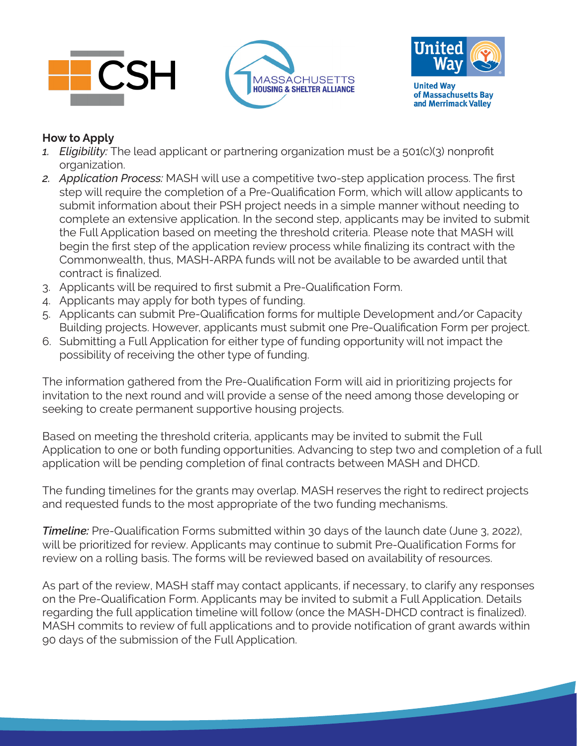## How to Apply

1. *Eligibility:* The lead applicant or partnering organization must be a 501(c)(3) nonprofit organization.
2. *Application Process:* MASH will use a competitive two-step application process. The first step will require the completion of a Pre-Qualification Form, which will allow applicants to submit information about their PSH project needs in a simple manner without needing to complete an extensive application. In the second step, applicants may be invited to submit the Full Application based on meeting the threshold criteria. Please note that MASH will begin the first step of the application review process while finalizing its contract with the Commonwealth, thus, MASH-ARPA funds will not be available to be awarded until that contract is finalized.
3. Applicants will be required to first submit a Pre-Qualification Form.
4. Applicants may apply for both types of funding.
5. Applicants can submit Pre-Qualification forms for multiple Development and/or Capacity Building projects. However, applicants must submit one Pre-Qualification Form per project.
6. Submitting a Full Application for either type of funding opportunity will not impact the possibility of receiving the other type of funding.

The information gathered from the Pre-Qualification Form will aid in prioritizing projects for invitation to the next round and will provide a sense of the need among those developing or seeking to create permanent supportive housing projects.

Based on meeting the threshold criteria, applicants may be invited to submit the Full Application to one or both funding opportunities. Advancing to step two and completion of a full application will be pending completion of final contracts between MASH and DHCD.

The funding timelines for the grants may overlap. MASH reserves the right to redirect projects and requested funds to the most appropriate of the two funding mechanisms.

***Timeline:*** Pre-Qualification Forms submitted within 30 days of the launch date (June 3, 2022), will be prioritized for review. Applicants may continue to submit Pre-Qualification Forms for review on a rolling basis. The forms will be reviewed based on availability of resources.

As part of the review, MASH staff may contact applicants, if necessary, to clarify any responses on the Pre-Qualification Form. Applicants may be invited to submit a Full Application. Details regarding the full application timeline will follow (once the MASH-DHCD contract is finalized). MASH commits to review of full applications and to provide notification of grant awards within 90 days of the submission of the Full Application.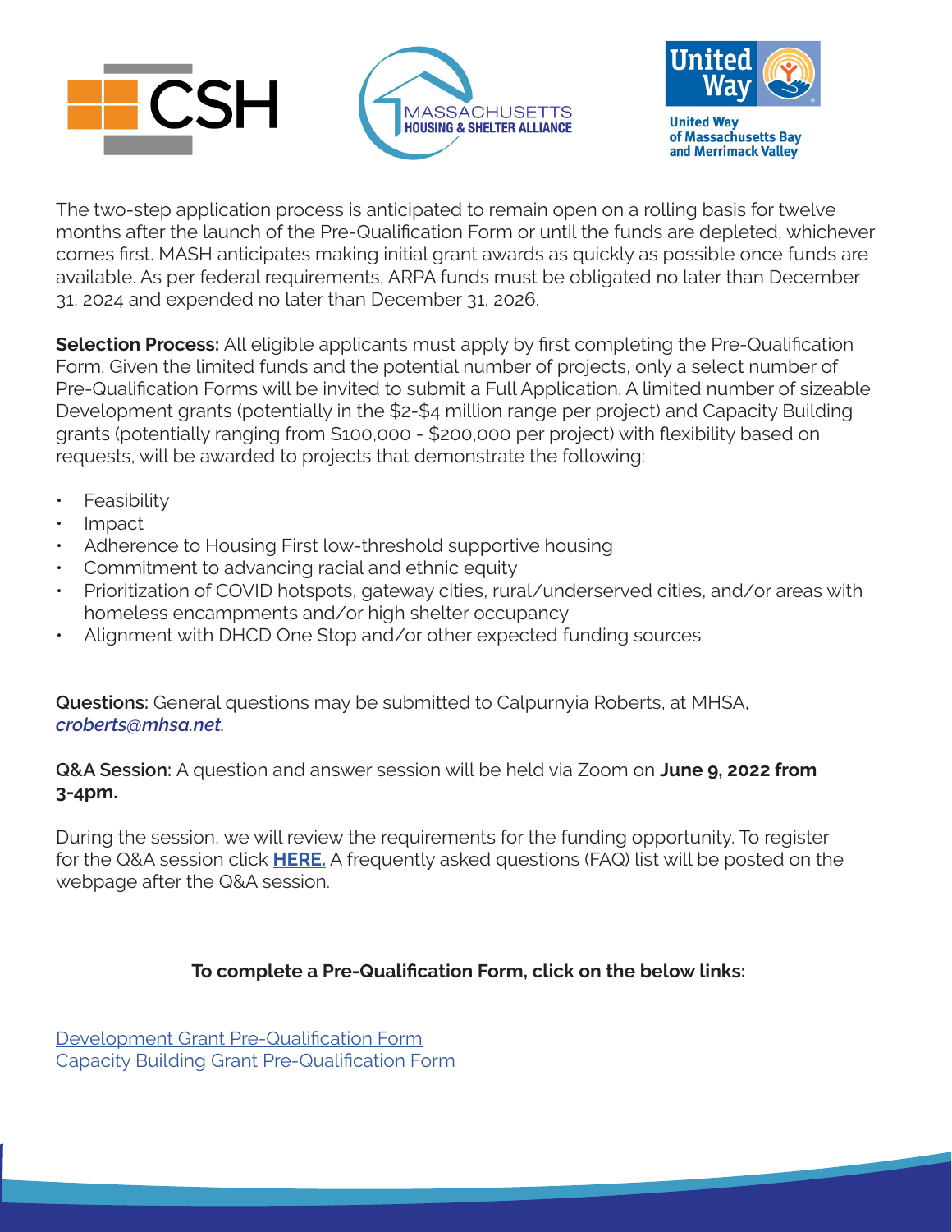The two-step application process is anticipated to remain open on a rolling basis for twelve months after the launch of the Pre-Qualification Form or until the funds are depleted, whichever comes first. MASH anticipates making initial grant awards as quickly as possible once funds are available. As per federal requirements, ARPA funds must be obligated no later than December 31, 2024 and expended no later than December 31, 2026.

**Selection Process:** All eligible applicants must apply by first completing the Pre-Qualification Form. Given the limited funds and the potential number of projects, only a select number of Pre-Qualification Forms will be invited to submit a Full Application. A limited number of sizeable Development grants (potentially in the $2-$4 million range per project) and Capacity Building grants (potentially ranging from $100,000 - $200,000 per project) with flexibility based on requests, will be awarded to projects that demonstrate the following:

- Feasibility
- Impact
- Adherence to Housing First low-threshold supportive housing
- Commitment to advancing racial and ethnic equity
- Prioritization of COVID hotspots, gateway cities, rural/underserved cities, and/or areas with homeless encampments and/or high shelter occupancy
- Alignment with DHCD One Stop and/or other expected funding sources

**Questions:** General questions may be submitted to Calpurnyia Roberts, at MHSA, *croberts@mhsa.net.*

**Q&A Session:** A question and answer session will be held via Zoom on **June 9, 2022 from 3-4pm.**

During the session, we will review the requirements for the funding opportunity. To register for the Q&A session click **HERE.** A frequently asked questions (FAQ) list will be posted on the webpage after the Q&A session.

**To complete a Pre-Qualification Form, click on the below links:**

Development Grant Pre-Qualification Form
Capacity Building Grant Pre-Qualification Form